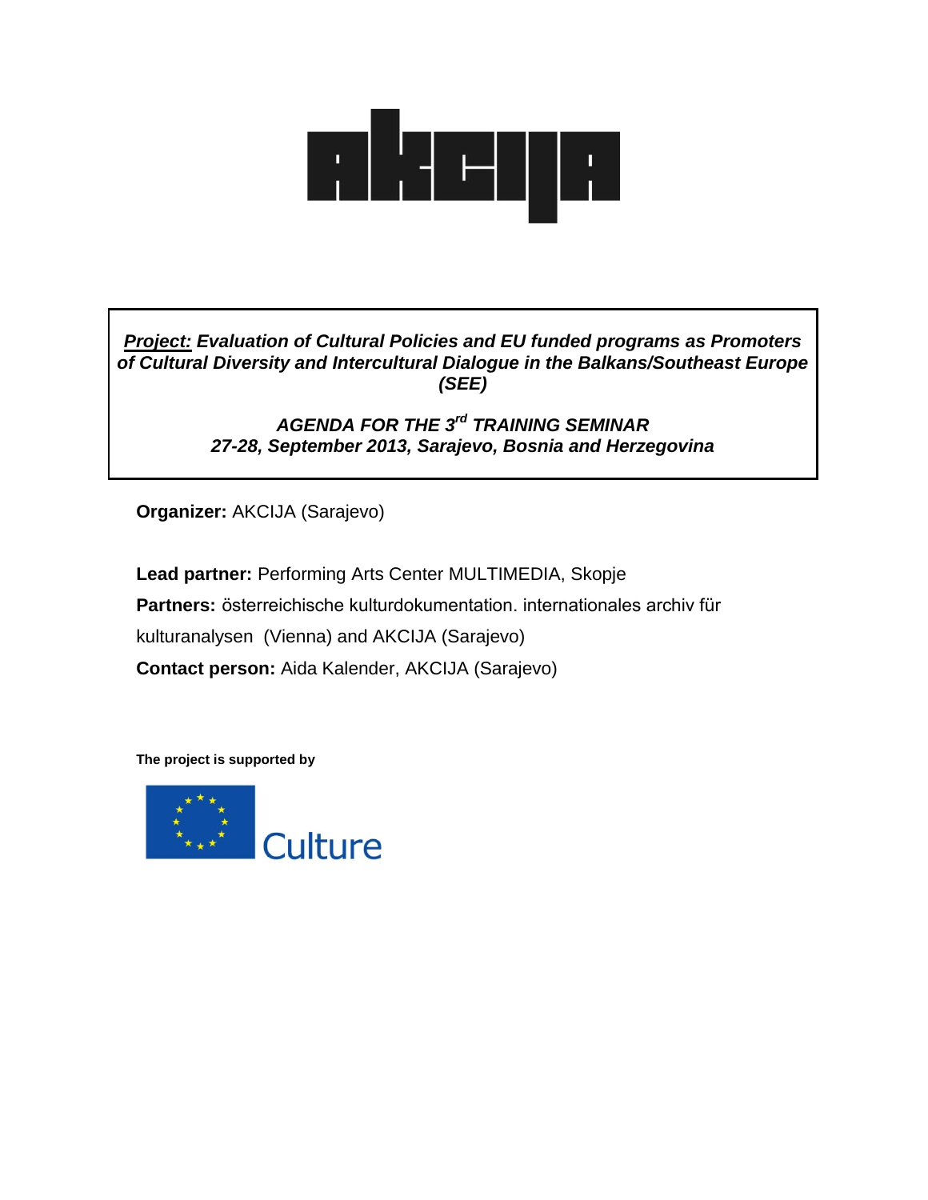***Project:* Evaluation of Cultural Policies and EU funded programs as Promoters of Cultural Diversity and Intercultural Dialogue in the Balkans/Southeast Europe (SEE)**

***AGENDA FOR THE 3rd TRAINING SEMINAR***
***27-28, September 2013, Sarajevo, Bosnia and Herzegovina***

**Organizer:** AKCIJA (Sarajevo)

**Lead partner:** Performing Arts Center MULTIMEDIA, Skopje

**Partners:** österreichische kulturdokumentation. internationales archiv für kulturanalysen (Vienna) and AKCIJA (Sarajevo)

**Contact person:** Aida Kalender, AKCIJA (Sarajevo)

**The project is supported by**

Culture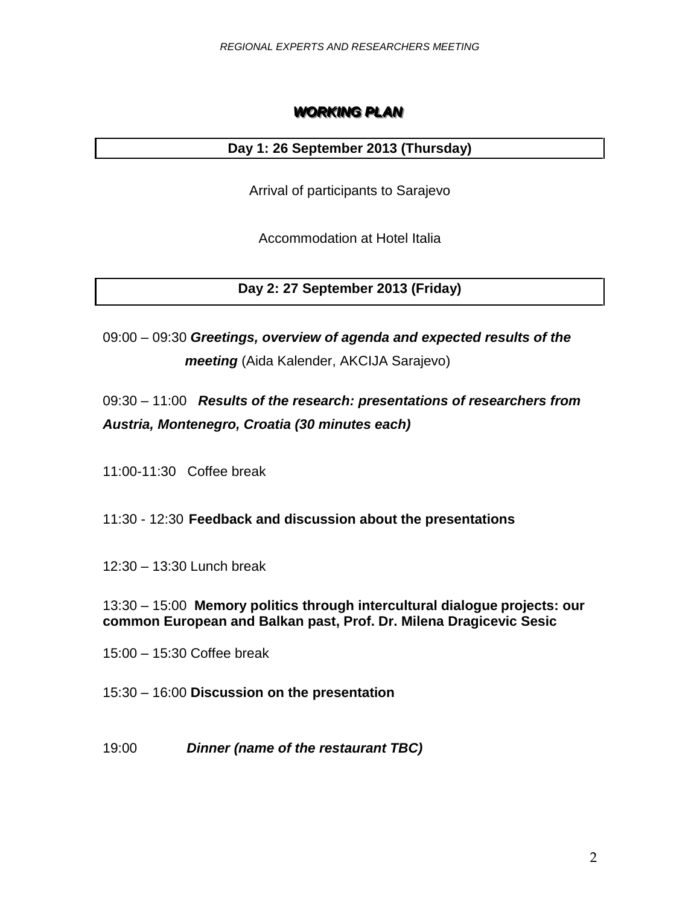# ***WORKING PLAN***

## Day 1: 26 September 2013 (Thursday)

Arrival of participants to Sarajevo

Accommodation at Hotel Italia

## Day 2: 27 September 2013 (Friday)

09:00 – 09:30 ***Greetings, overview of agenda and expected results of the meeting*** (Aida Kalender, AKCIJA Sarajevo)

09:30 – 11:00 ***Results of the research: presentations of researchers from Austria, Montenegro, Croatia (30 minutes each)***

11:00-11:30 Coffee break

11:30 - 12:30 **Feedback and discussion about the presentations**

12:30 – 13:30 Lunch break

13:30 – 15:00 **Memory politics through intercultural dialogue projects: our common European and Balkan past, Prof. Dr. Milena Dragicevic Sesic**

15:00 – 15:30 Coffee break

15:30 – 16:00 **Discussion on the presentation**

19:00 ***Dinner (name of the restaurant TBC)***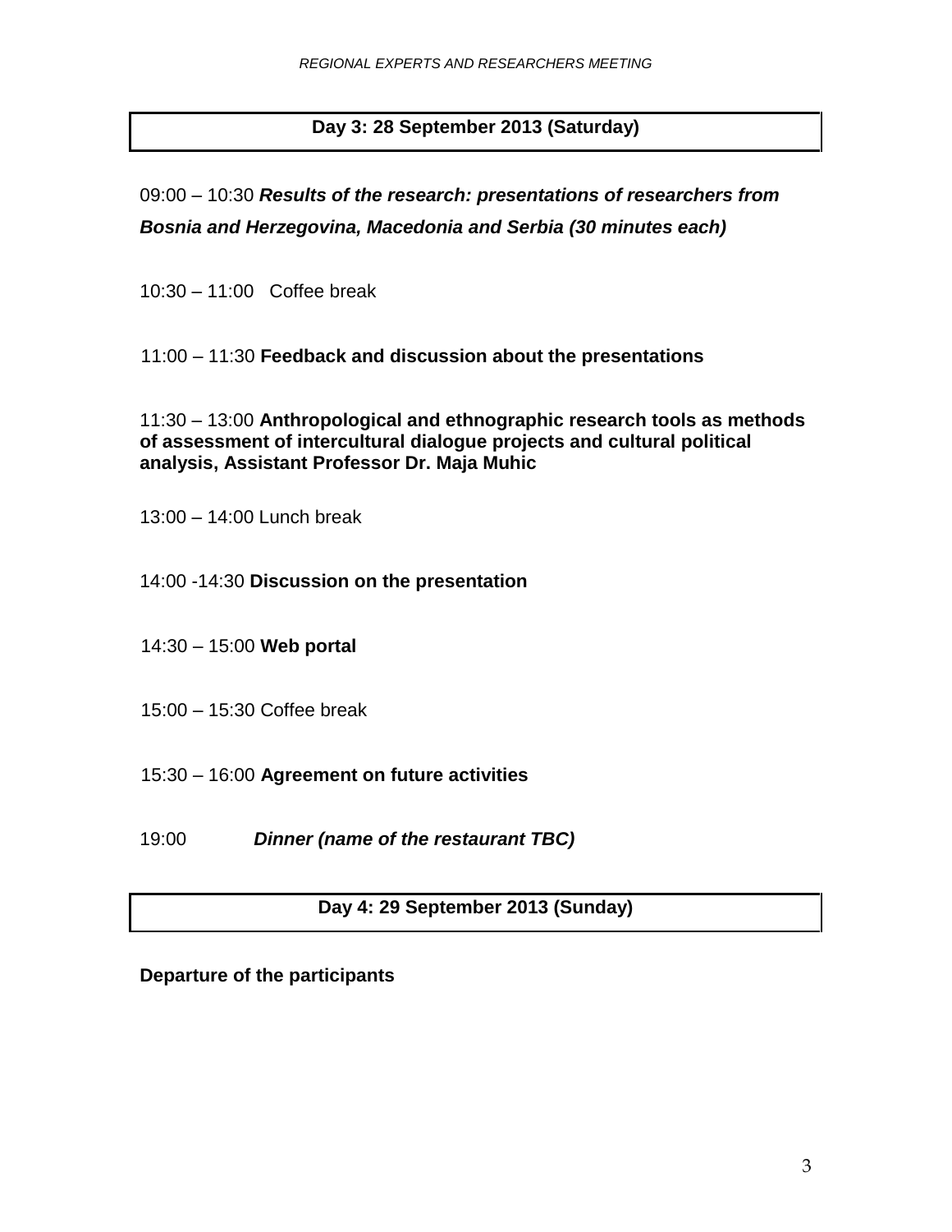## Day 3: 28 September 2013 (Saturday)

09:00 – 10:30 ***Results of the research: presentations of researchers from Bosnia and Herzegovina, Macedonia and Serbia (30 minutes each)***

10:30 – 11:00 Coffee break

11:00 – 11:30 **Feedback and discussion about the presentations**

11:30 – 13:00 **Anthropological and ethnographic research tools as methods of assessment of intercultural dialogue projects and cultural political analysis, Assistant Professor Dr. Maja Muhic**

13:00 – 14:00 Lunch break

14:00 -14:30 **Discussion on the presentation**

14:30 – 15:00 **Web portal**

15:00 – 15:30 Coffee break

15:30 – 16:00 **Agreement on future activities**

19:00 ***Dinner (name of the restaurant TBC)***

## Day 4: 29 September 2013 (Sunday)

**Departure of the participants**